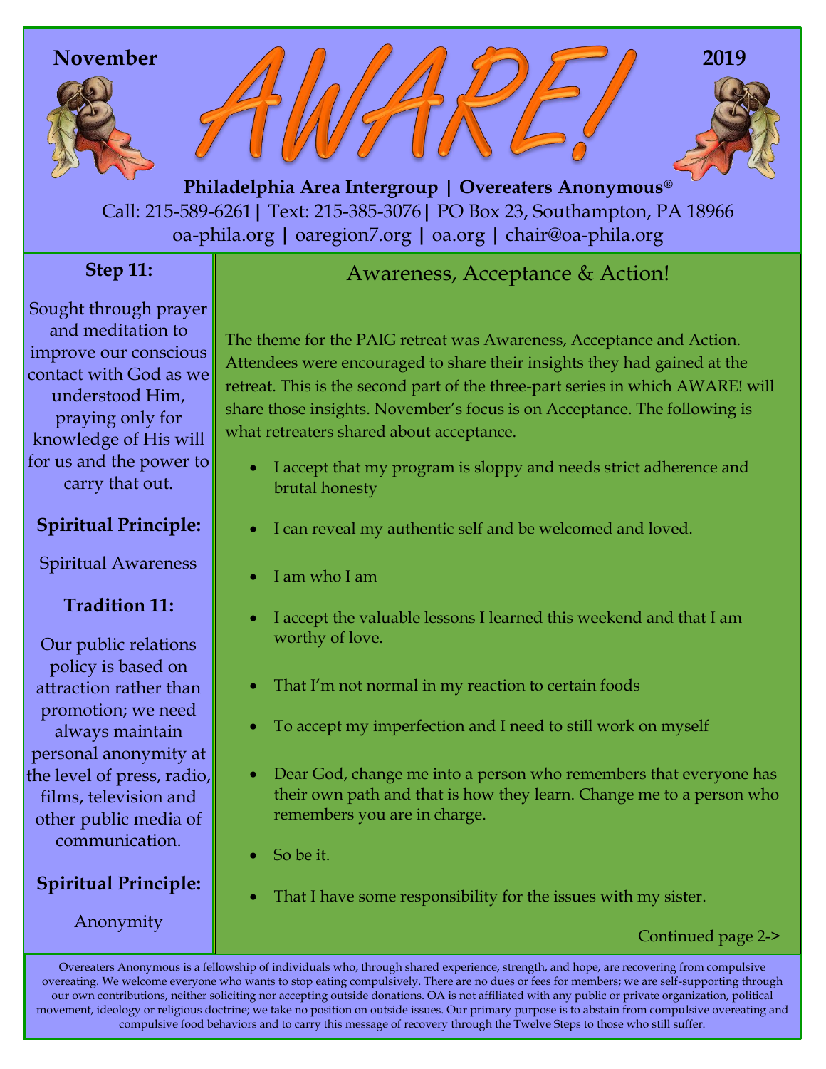November 2019

# AWARE!

**Philadelphia Area Intergroup | Overeaters Anonymous®**

Call: 215-589-6261 | Text: 215-385-3076 | PO Box 23, Southampton, PA 18966

oa-phila.org | oaregion7.org | oa.org | chair@oa-phila.org

### Step 11:

Sought through prayer and meditation to improve our conscious contact with God as we understood Him, praying only for knowledge of His will for us and the power to carry that out.

**Spiritual Principle:**

Spiritual Awareness

### Tradition 11:

Our public relations policy is based on attraction rather than promotion; we need always maintain personal anonymity at the level of press, radio, films, television and other public media of communication.

**Spiritual Principle:**

Anonymity

## Awareness, Acceptance & Action!

The theme for the PAIG retreat was Awareness, Acceptance and Action. Attendees were encouraged to share their insights they had gained at the retreat. This is the second part of the three-part series in which AWARE! will share those insights. November's focus is on Acceptance. The following is what retreaters shared about acceptance.

- I accept that my program is sloppy and needs strict adherence and brutal honesty
- I can reveal my authentic self and be welcomed and loved.
- I am who I am
- I accept the valuable lessons I learned this weekend and that I am worthy of love.
- That I'm not normal in my reaction to certain foods
- To accept my imperfection and I need to still work on myself
- Dear God, change me into a person who remembers that everyone has their own path and that is how they learn. Change me to a person who remembers you are in charge.
- So be it.
- That I have some responsibility for the issues with my sister.

Continued page 2->

Overeaters Anonymous is a fellowship of individuals who, through shared experience, strength, and hope, are recovering from compulsive overeating. We welcome everyone who wants to stop eating compulsively. There are no dues or fees for members; we are self-supporting through our own contributions, neither soliciting nor accepting outside donations. OA is not affiliated with any public or private organization, political movement, ideology or religious doctrine; we take no position on outside issues. Our primary purpose is to abstain from compulsive overeating and compulsive food behaviors and to carry this message of recovery through the Twelve Steps to those who still suffer.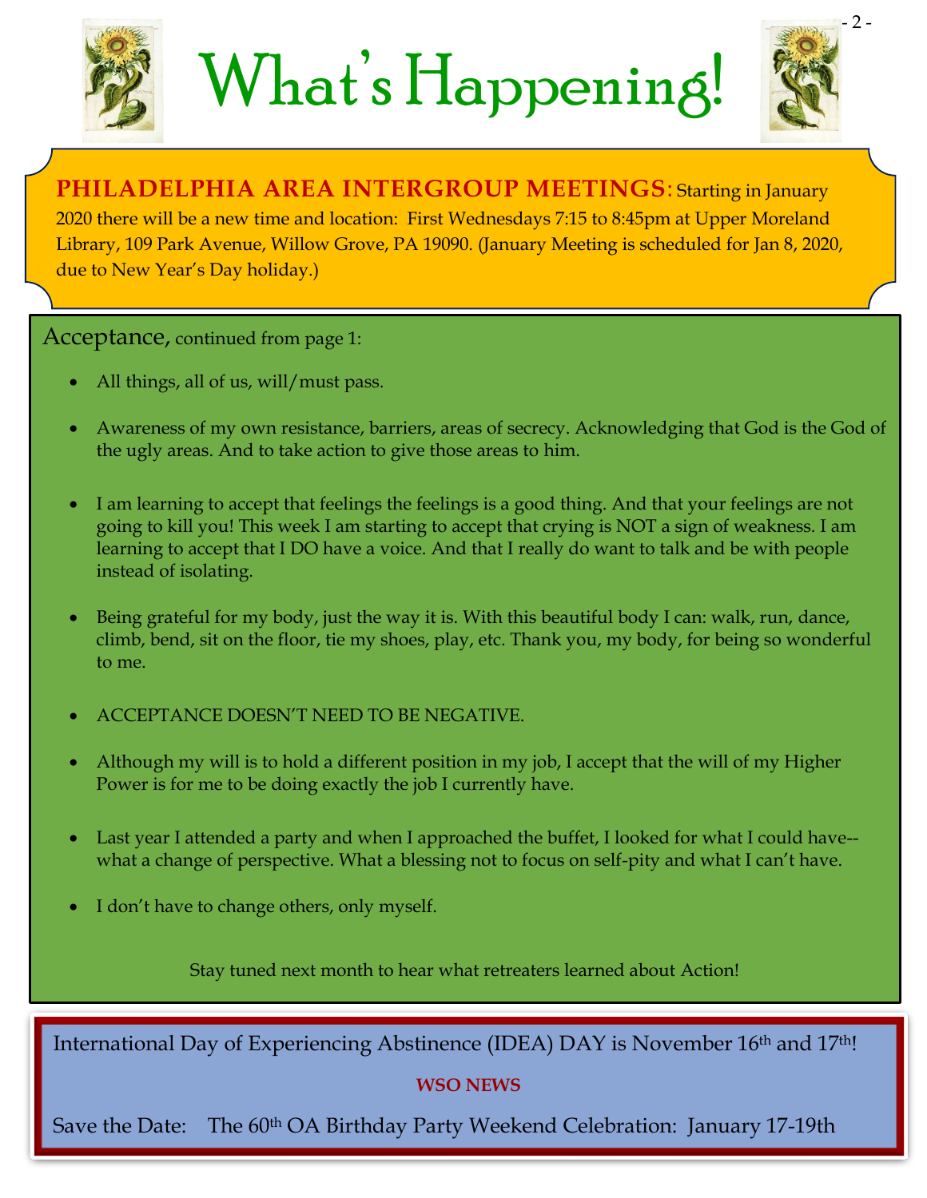# What's Happening!

**PHILADELPHIA AREA INTERGROUP MEETINGS**: Starting in January 2020 there will be a new time and location: First Wednesdays 7:15 to 8:45pm at Upper Moreland Library, 109 Park Avenue, Willow Grove, PA 19090. (January Meeting is scheduled for Jan 8, 2020, due to New Year's Day holiday.)

## Acceptance, continued from page 1:

- All things, all of us, will/must pass.
- Awareness of my own resistance, barriers, areas of secrecy. Acknowledging that God is the God of the ugly areas. And to take action to give those areas to him.
- I am learning to accept that feelings the feelings is a good thing. And that your feelings are not going to kill you! This week I am starting to accept that crying is NOT a sign of weakness. I am learning to accept that I DO have a voice. And that I really do want to talk and be with people instead of isolating.
- Being grateful for my body, just the way it is. With this beautiful body I can: walk, run, dance, climb, bend, sit on the floor, tie my shoes, play, etc. Thank you, my body, for being so wonderful to me.
- ACCEPTANCE DOESN'T NEED TO BE NEGATIVE.
- Although my will is to hold a different position in my job, I accept that the will of my Higher Power is for me to be doing exactly the job I currently have.
- Last year I attended a party and when I approached the buffet, I looked for what I could have--what a change of perspective. What a blessing not to focus on self-pity and what I can't have.
- I don't have to change others, only myself.

Stay tuned next month to hear what retreaters learned about Action!

International Day of Experiencing Abstinence (IDEA) DAY is November 16th and 17th!

**WSO NEWS**

Save the Date: The 60th OA Birthday Party Weekend Celebration: January 17-19th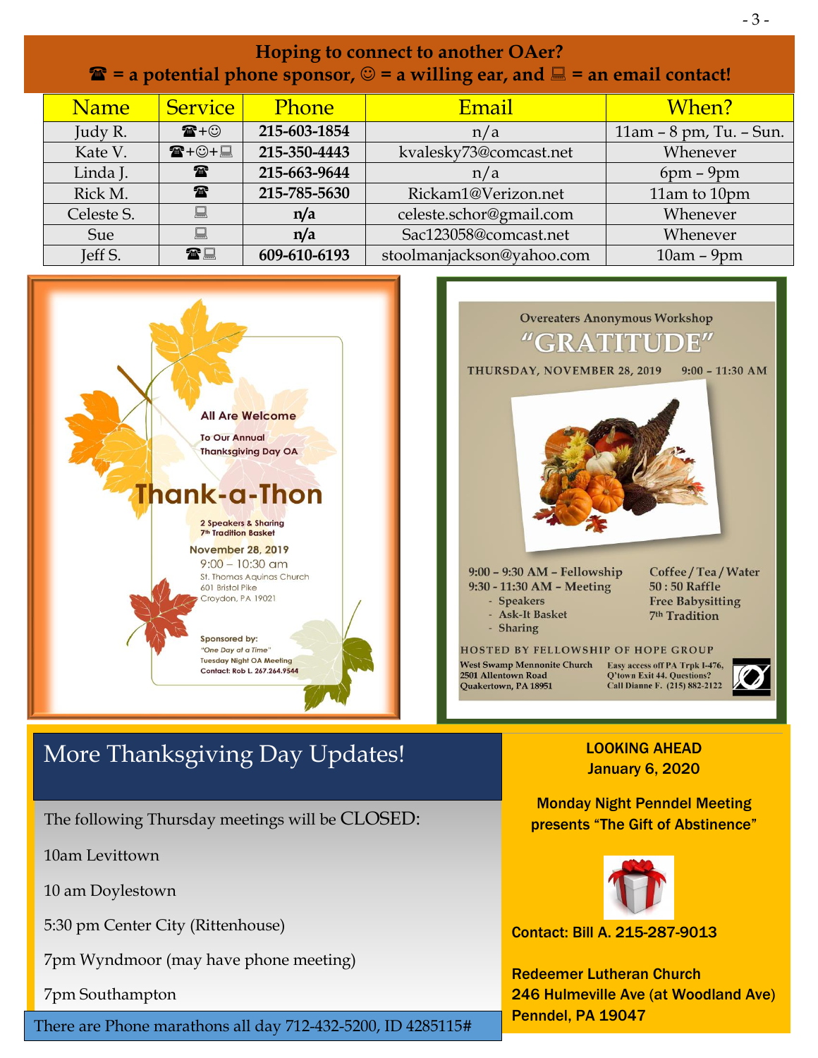## Hoping to connect to another OAer?

**☎ = a potential phone sponsor, ☺ = a willing ear, and 💻 = an email contact!**

| Name | Service | Phone | Email | When? |
|---|---|---|---|---|
| Judy R. | ☎+☺ | **215-603-1854** | n/a | 11am – 8 pm, Tu. – Sun. |
| Kate V. | ☎+☺+💻 | **215-350-4443** | kvalesky73@comcast.net | Whenever |
| Linda J. | ☎ | **215-663-9644** | n/a | 6pm – 9pm |
| Rick M. | ☎ | **215-785-5630** | Rickam1@Verizon.net | 11am to 10pm |
| Celeste S. | 💻 | **n/a** | celeste.schor@gmail.com | Whenever |
| Sue | 💻 | **n/a** | Sac123058@comcast.net | Whenever |
| Jeff S. | ☎💻 | **609-610-6193** | stoolmanjackson@yahoo.com | 10am – 9pm |

All Are Welcome

To Our Annual Thanksgiving Day OA

# Thank-a-Thon

2 Speakers & Sharing
7th Tradition Basket

November 28, 2019
9:00 – 10:30 am
St. Thomas Aquinas Church
601 Bristol Pike
Croydon, PA 19021

Sponsored by:
*"One Day at a Time"*
Tuesday Night OA Meeting
Contact: Rob L. 267.264.9544

Overeaters Anonymous Workshop

# "GRATITUDE"

THURSDAY, NOVEMBER 28, 2019 9:00 – 11:30 AM

9:00 – 9:30 AM – Fellowship
9:30 - 11:30 AM – Meeting
- Speakers
- Ask-It Basket
- Sharing

Coffee / Tea / Water
50 : 50 Raffle
Free Babysitting
7th Tradition

HOSTED BY FELLOWSHIP OF HOPE GROUP

West Swamp Mennonite Church
2501 Allentown Road
Quakertown, PA 18951

Easy access off PA Trpk I-476, Q'town Exit 44. Questions? Call Dianne F. (215) 882-2122

## More Thanksgiving Day Updates!

The following Thursday meetings will be CLOSED:

10am Levittown

10 am Doylestown

5:30 pm Center City (Rittenhouse)

7pm Wyndmoor (may have phone meeting)

7pm Southampton

There are Phone marathons all day 712-432-5200, ID 4285115#

**LOOKING AHEAD**
**January 6, 2020**

**Monday Night Penndel Meeting presents "The Gift of Abstinence"**

**Contact: Bill A. 215-287-9013**

**Redeemer Lutheran Church**
**246 Hulmeville Ave (at Woodland Ave)**
**Penndel, PA 19047**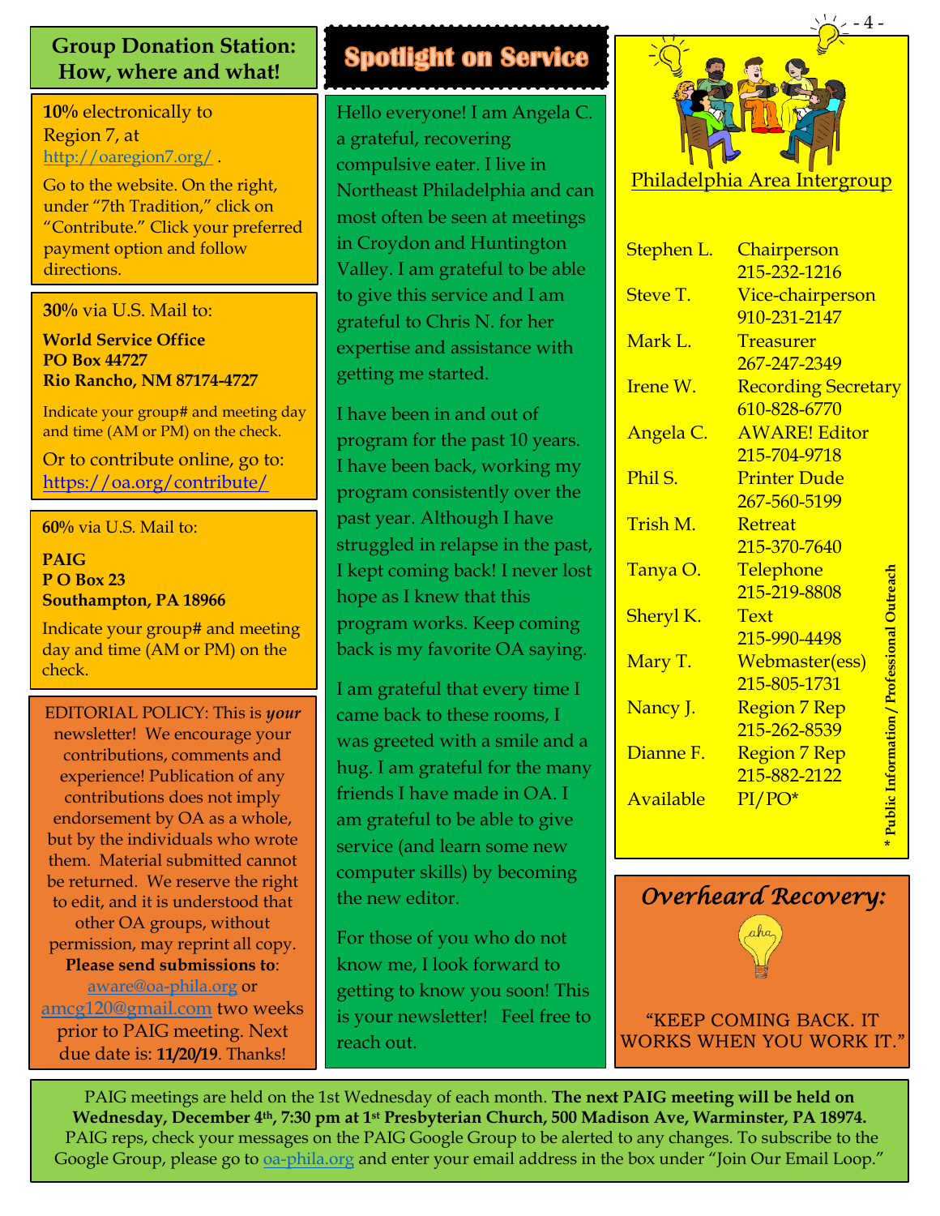## Group Donation Station: How, where and what!

**10%** electronically to Region 7, at http://oaregion7.org/ .

Go to the website. On the right, under "7th Tradition," click on "Contribute." Click your preferred payment option and follow directions.

**30%** via U.S. Mail to:

**World Service Office**
**PO Box 44727**
**Rio Rancho, NM 87174-4727**

Indicate your group# and meeting day and time (AM or PM) on the check.

Or to contribute online, go to: https://oa.org/contribute/

**60%** via U.S. Mail to:

**PAIG**
**P O Box 23**
**Southampton, PA 18966**

Indicate your group# and meeting day and time (AM or PM) on the check.

EDITORIAL POLICY: This is ***your*** newsletter! We encourage your contributions, comments and experience! Publication of any contributions does not imply endorsement by OA as a whole, but by the individuals who wrote them. Material submitted cannot be returned. We reserve the right to edit, and it is understood that other OA groups, without permission, may reprint all copy. **Please send submissions to**: aware@oa-phila.org or amcg120@gmail.com two weeks prior to PAIG meeting. Next due date is: **11/20/19**. Thanks!

## Spotlight on Service

Hello everyone! I am Angela C. a grateful, recovering compulsive eater. I live in Northeast Philadelphia and can most often be seen at meetings in Croydon and Huntington Valley. I am grateful to be able to give this service and I am grateful to Chris N. for her expertise and assistance with getting me started.

I have been in and out of program for the past 10 years. I have been back, working my program consistently over the past year. Although I have struggled in relapse in the past, I kept coming back! I never lost hope as I knew that this program works. Keep coming back is my favorite OA saying.

I am grateful that every time I came back to these rooms, I was greeted with a smile and a hug. I am grateful for the many friends I have made in OA. I am grateful to be able to give service (and learn some new computer skills) by becoming the new editor.

For those of you who do not know me, I look forward to getting to know you soon! This is your newsletter! Feel free to reach out.

## Philadelphia Area Intergroup

| | |
|---|---|
| Stephen L. | Chairperson 215-232-1216 |
| Steve T. | Vice-chairperson 910-231-2147 |
| Mark L. | Treasurer 267-247-2349 |
| Irene W. | Recording Secretary 610-828-6770 |
| Angela C. | AWARE! Editor 215-704-9718 |
| Phil S. | Printer Dude 267-560-5199 |
| Trish M. | Retreat 215-370-7640 |
| Tanya O. | Telephone 215-219-8808 |
| Sheryl K. | Text 215-990-4498 |
| Mary T. | Webmaster(ess) 215-805-1731 |
| Nancy J. | Region 7 Rep 215-262-8539 |
| Dianne F. | Region 7 Rep 215-882-2122 |
| Available | PI/PO* |

**\* Public Information / Professional Outreach**

## *Overheard Recovery:*

"KEEP COMING BACK. IT WORKS WHEN YOU WORK IT."

PAIG meetings are held on the 1st Wednesday of each month. **The next PAIG meeting will be held on Wednesday, December 4th, 7:30 pm at 1st Presbyterian Church, 500 Madison Ave, Warminster, PA 18974.** PAIG reps, check your messages on the PAIG Google Group to be alerted to any changes. To subscribe to the Google Group, please go to oa-phila.org and enter your email address in the box under "Join Our Email Loop."